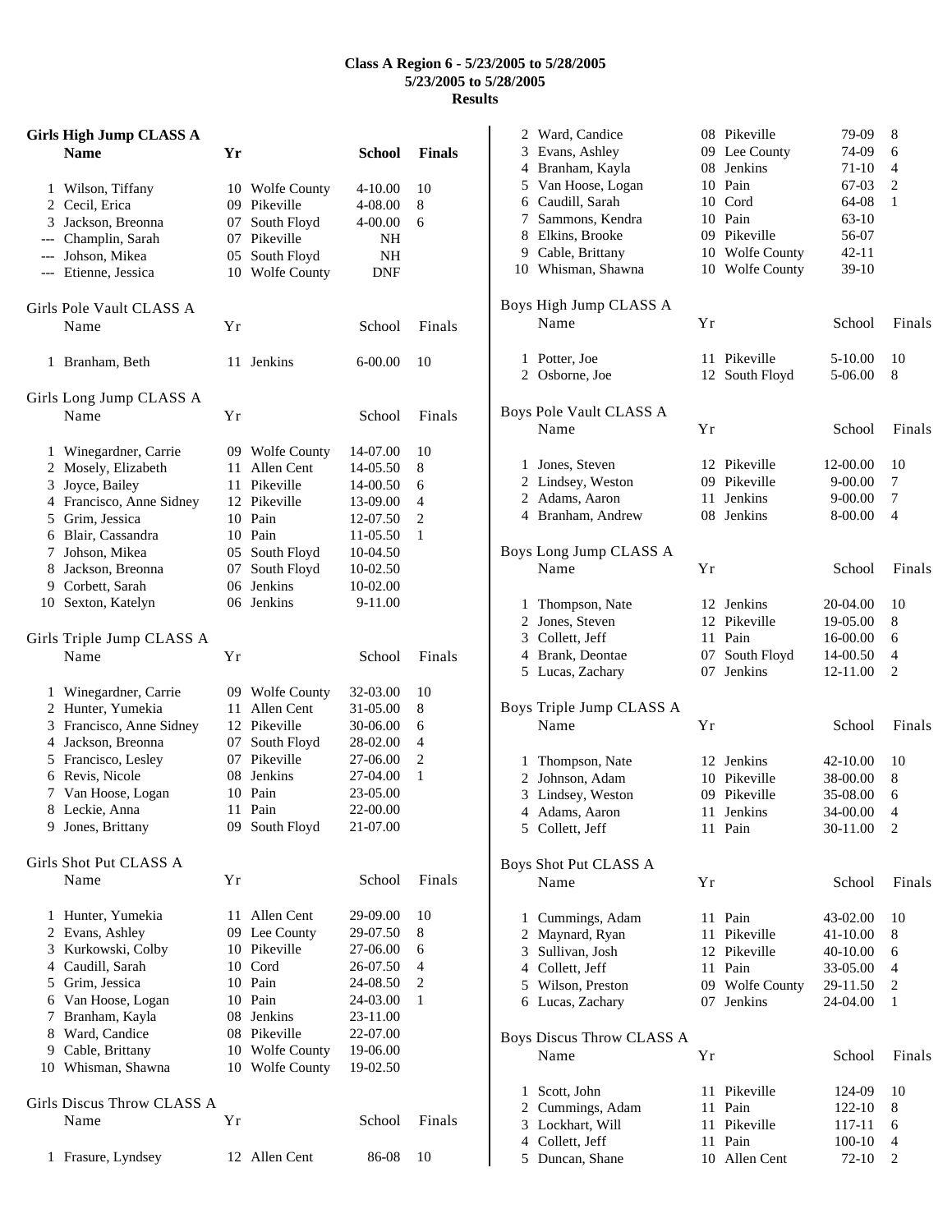# Class A Region 6 - 5/23/2005 to 5/28/2005
## 5/23/2005 to 5/28/2005
## Results

### Girls High Jump CLASS A

| | Name | Yr | School | Finals | |
|---|---|---|---|---|---|
| 1 | Wilson, Tiffany | 10 | Wolfe County | 4-10.00 | 10 |
| 2 | Cecil, Erica | 09 | Pikeville | 4-08.00 | 8 |
| 3 | Jackson, Breonna | 07 | South Floyd | 4-00.00 | 6 |
| --- | Champlin, Sarah | 07 | Pikeville | NH | |
| --- | Johson, Mikea | 05 | South Floyd | NH | |
| --- | Etienne, Jessica | 10 | Wolfe County | DNF | |

### Girls Pole Vault CLASS A

| | Name | Yr | School | Finals | |
|---|---|---|---|---|---|
| 1 | Branham, Beth | 11 | Jenkins | 6-00.00 | 10 |

### Girls Long Jump CLASS A

| | Name | Yr | School | Finals | |
|---|---|---|---|---|---|
| 1 | Winegardner, Carrie | 09 | Wolfe County | 14-07.00 | 10 |
| 2 | Mosely, Elizabeth | 11 | Allen Cent | 14-05.50 | 8 |
| 3 | Joyce, Bailey | 11 | Pikeville | 14-00.50 | 6 |
| 4 | Francisco, Anne Sidney | 12 | Pikeville | 13-09.00 | 4 |
| 5 | Grim, Jessica | 10 | Pain | 12-07.50 | 2 |
| 6 | Blair, Cassandra | 10 | Pain | 11-05.50 | 1 |
| 7 | Johson, Mikea | 05 | South Floyd | 10-04.50 | |
| 8 | Jackson, Breonna | 07 | South Floyd | 10-02.50 | |
| 9 | Corbett, Sarah | 06 | Jenkins | 10-02.00 | |
| 10 | Sexton, Katelyn | 06 | Jenkins | 9-11.00 | |

### Girls Triple Jump CLASS A

| | Name | Yr | School | Finals | |
|---|---|---|---|---|---|
| 1 | Winegardner, Carrie | 09 | Wolfe County | 32-03.00 | 10 |
| 2 | Hunter, Yumekia | 11 | Allen Cent | 31-05.00 | 8 |
| 3 | Francisco, Anne Sidney | 12 | Pikeville | 30-06.00 | 6 |
| 4 | Jackson, Breonna | 07 | South Floyd | 28-02.00 | 4 |
| 5 | Francisco, Lesley | 07 | Pikeville | 27-06.00 | 2 |
| 6 | Revis, Nicole | 08 | Jenkins | 27-04.00 | 1 |
| 7 | Van Hoose, Logan | 10 | Pain | 23-05.00 | |
| 8 | Leckie, Anna | 11 | Pain | 22-00.00 | |
| 9 | Jones, Brittany | 09 | South Floyd | 21-07.00 | |

### Girls Shot Put CLASS A

| | Name | Yr | School | Finals | |
|---|---|---|---|---|---|
| 1 | Hunter, Yumekia | 11 | Allen Cent | 29-09.00 | 10 |
| 2 | Evans, Ashley | 09 | Lee County | 29-07.50 | 8 |
| 3 | Kurkowski, Colby | 10 | Pikeville | 27-06.00 | 6 |
| 4 | Caudill, Sarah | 10 | Cord | 26-07.50 | 4 |
| 5 | Grim, Jessica | 10 | Pain | 24-08.50 | 2 |
| 6 | Van Hoose, Logan | 10 | Pain | 24-03.00 | 1 |
| 7 | Branham, Kayla | 08 | Jenkins | 23-11.00 | |
| 8 | Ward, Candice | 08 | Pikeville | 22-07.00 | |
| 9 | Cable, Brittany | 10 | Wolfe County | 19-06.00 | |
| 10 | Whisman, Shawna | 10 | Wolfe County | 19-02.50 | |

### Girls Discus Throw CLASS A

| | Name | Yr | School | Finals | |
|---|---|---|---|---|---|
| 1 | Frasure, Lyndsey | 12 | Allen Cent | 86-08 | 10 |
| 2 | Ward, Candice | 08 | Pikeville | 79-09 | 8 |
| 3 | Evans, Ashley | 09 | Lee County | 74-09 | 6 |
| 4 | Branham, Kayla | 08 | Jenkins | 71-10 | 4 |
| 5 | Van Hoose, Logan | 10 | Pain | 67-03 | 2 |
| 6 | Caudill, Sarah | 10 | Cord | 64-08 | 1 |
| 7 | Sammons, Kendra | 10 | Pain | 63-10 | |
| 8 | Elkins, Brooke | 09 | Pikeville | 56-07 | |
| 9 | Cable, Brittany | 10 | Wolfe County | 42-11 | |
| 10 | Whisman, Shawna | 10 | Wolfe County | 39-10 | |

### Boys High Jump CLASS A

| | Name | Yr | School | Finals | |
|---|---|---|---|---|---|
| 1 | Potter, Joe | 11 | Pikeville | 5-10.00 | 10 |
| 2 | Osborne, Joe | 12 | South Floyd | 5-06.00 | 8 |

### Boys Pole Vault CLASS A

| | Name | Yr | School | Finals | |
|---|---|---|---|---|---|
| 1 | Jones, Steven | 12 | Pikeville | 12-00.00 | 10 |
| 2 | Lindsey, Weston | 09 | Pikeville | 9-00.00 | 7 |
| 2 | Adams, Aaron | 11 | Jenkins | 9-00.00 | 7 |
| 4 | Branham, Andrew | 08 | Jenkins | 8-00.00 | 4 |

### Boys Long Jump CLASS A

| | Name | Yr | School | Finals | |
|---|---|---|---|---|---|
| 1 | Thompson, Nate | 12 | Jenkins | 20-04.00 | 10 |
| 2 | Jones, Steven | 12 | Pikeville | 19-05.00 | 8 |
| 3 | Collett, Jeff | 11 | Pain | 16-00.00 | 6 |
| 4 | Brank, Deontae | 07 | South Floyd | 14-00.50 | 4 |
| 5 | Lucas, Zachary | 07 | Jenkins | 12-11.00 | 2 |

### Boys Triple Jump CLASS A

| | Name | Yr | School | Finals | |
|---|---|---|---|---|---|
| 1 | Thompson, Nate | 12 | Jenkins | 42-10.00 | 10 |
| 2 | Johnson, Adam | 10 | Pikeville | 38-00.00 | 8 |
| 3 | Lindsey, Weston | 09 | Pikeville | 35-08.00 | 6 |
| 4 | Adams, Aaron | 11 | Jenkins | 34-00.00 | 4 |
| 5 | Collett, Jeff | 11 | Pain | 30-11.00 | 2 |

### Boys Shot Put CLASS A

| | Name | Yr | School | Finals | |
|---|---|---|---|---|---|
| 1 | Cummings, Adam | 11 | Pain | 43-02.00 | 10 |
| 2 | Maynard, Ryan | 11 | Pikeville | 41-10.00 | 8 |
| 3 | Sullivan, Josh | 12 | Pikeville | 40-10.00 | 6 |
| 4 | Collett, Jeff | 11 | Pain | 33-05.00 | 4 |
| 5 | Wilson, Preston | 09 | Wolfe County | 29-11.50 | 2 |
| 6 | Lucas, Zachary | 07 | Jenkins | 24-04.00 | 1 |

### Boys Discus Throw CLASS A

| | Name | Yr | School | Finals | |
|---|---|---|---|---|---|
| 1 | Scott, John | 11 | Pikeville | 124-09 | 10 |
| 2 | Cummings, Adam | 11 | Pain | 122-10 | 8 |
| 3 | Lockhart, Will | 11 | Pikeville | 117-11 | 6 |
| 4 | Collett, Jeff | 11 | Pain | 100-10 | 4 |
| 5 | Duncan, Shane | 10 | Allen Cent | 72-10 | 2 |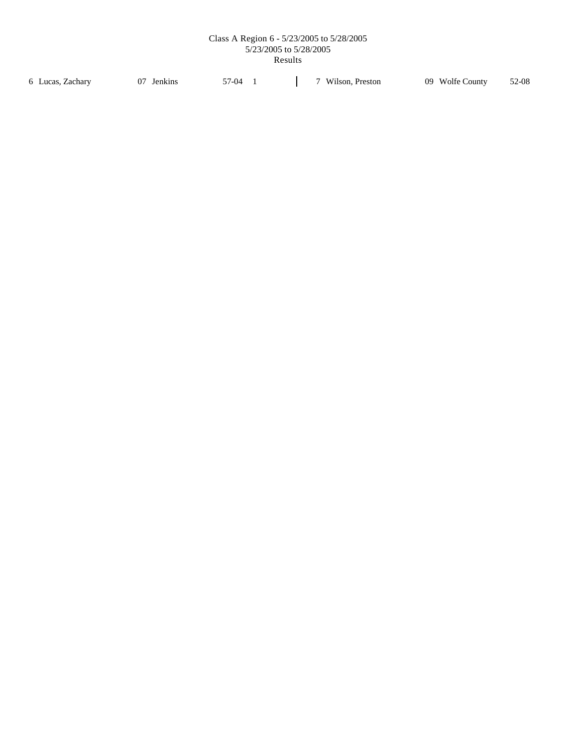Class A Region 6 - 5/23/2005 to 5/28/2005
5/23/2005 to 5/28/2005
Results

| | | | | | | | |
|---|---|---|---|---|---|---|---|
| 6 | Lucas, Zachary | 07 | Jenkins | 57-04 | 1 | | |
| 7 | Wilson, Preston | 09 | Wolfe County | 52-08 | | | |